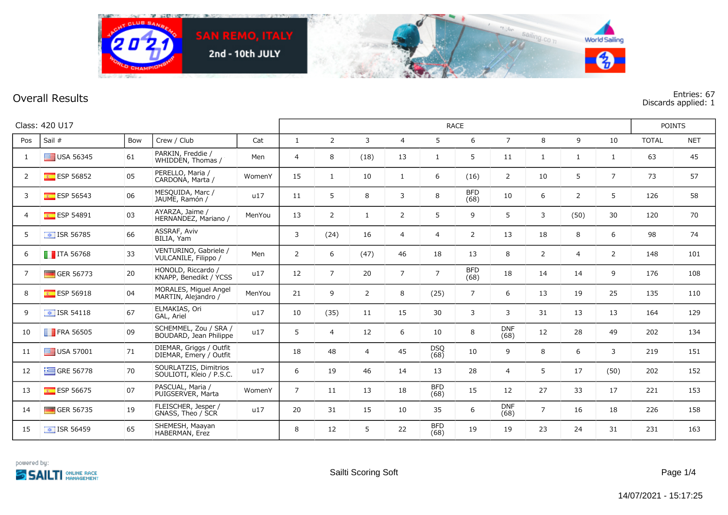SAN REMO, ITALY

2nd - 10th JULY

## Overall Results

Entries: 67
Discards applied: 1

Class: 420 U17

| Pos | Sail # | Bow | Crew / Club | Cat | RACE 1 | 2 | 3 | 4 | 5 | 6 | 7 | 8 | 9 | 10 | POINTS TOTAL | NET |
|---|---|---|---|---|---|---|---|---|---|---|---|---|---|---|---|---|
| 1 | USA 56345 | 61 | PARKIN, Freddie / WHIDDEN, Thomas / | Men | 4 | 8 | (18) | 13 | 1 | 5 | 11 | 1 | 1 | 1 | 63 | 45 |
| 2 | ESP 56852 | 05 | PERELLO, Maria / CARDONA, Marta / | WomenY | 15 | 1 | 10 | 1 | 6 | (16) | 2 | 10 | 5 | 7 | 73 | 57 |
| 3 | ESP 56543 | 06 | MESQUIDA, Marc / JAUME, Ramón / | u17 | 11 | 5 | 8 | 3 | 8 | BFD (68) | 10 | 6 | 2 | 5 | 126 | 58 |
| 4 | ESP 54891 | 03 | AYARZA, Jaime / HERNANDEZ, Mariano / | MenYou | 13 | 2 | 1 | 2 | 5 | 9 | 5 | 3 | (50) | 30 | 120 | 70 |
| 5 | ISR 56785 | 66 | ASSRAF, Aviv BILIA, Yam | | 3 | (24) | 16 | 4 | 4 | 2 | 13 | 18 | 8 | 6 | 98 | 74 |
| 6 | ITA 56768 | 33 | VENTURINO, Gabriele / VULCANILE, Filippo / | Men | 2 | 6 | (47) | 46 | 18 | 13 | 8 | 2 | 4 | 2 | 148 | 101 |
| 7 | GER 56773 | 20 | HONOLD, Riccardo / KNAPP, Benedikt / YCSS | u17 | 12 | 7 | 20 | 7 | 7 | BFD (68) | 18 | 14 | 14 | 9 | 176 | 108 |
| 8 | ESP 56918 | 04 | MORALES, Miguel Angel MARTIN, Alejandro / | MenYou | 21 | 9 | 2 | 8 | (25) | 7 | 6 | 13 | 19 | 25 | 135 | 110 |
| 9 | ISR 54118 | 67 | ELMAKIAS, Ori GAL, Ariel | u17 | 10 | (35) | 11 | 15 | 30 | 3 | 3 | 31 | 13 | 13 | 164 | 129 |
| 10 | FRA 56505 | 09 | SCHEMMEL, Zou / SRA / BOUDARD, Jean Philippe | u17 | 5 | 4 | 12 | 6 | 10 | 8 | DNF (68) | 12 | 28 | 49 | 202 | 134 |
| 11 | USA 57001 | 71 | DIEMAR, Griggs / Outfit DIEMAR, Emery / Outfit | | 18 | 48 | 4 | 45 | DSQ (68) | 10 | 9 | 8 | 6 | 3 | 219 | 151 |
| 12 | GRE 56778 | 70 | SOURLATZIS, Dimitrios SOULIOTI, Kleio / P.S.C. | u17 | 6 | 19 | 46 | 14 | 13 | 28 | 4 | 5 | 17 | (50) | 202 | 152 |
| 13 | ESP 56675 | 07 | PASCUAL, Maria / PUIGSERVER, Marta | WomenY | 7 | 11 | 13 | 18 | BFD (68) | 15 | 12 | 27 | 33 | 17 | 221 | 153 |
| 14 | GER 56735 | 19 | FLEISCHER, Jesper / GNASS, Theo / SCR | u17 | 20 | 31 | 15 | 10 | 35 | 6 | DNF (68) | 7 | 16 | 18 | 226 | 158 |
| 15 | ISR 56459 | 65 | SHEMESH, Maayan HABERMAN, Erez | | 8 | 12 | 5 | 22 | BFD (68) | 19 | 19 | 23 | 24 | 31 | 231 | 163 |

powered by: SAILTI ONLINE RACE MANAGEMENT

Sailti Scoring Soft

14/07/2021 - 15:17:25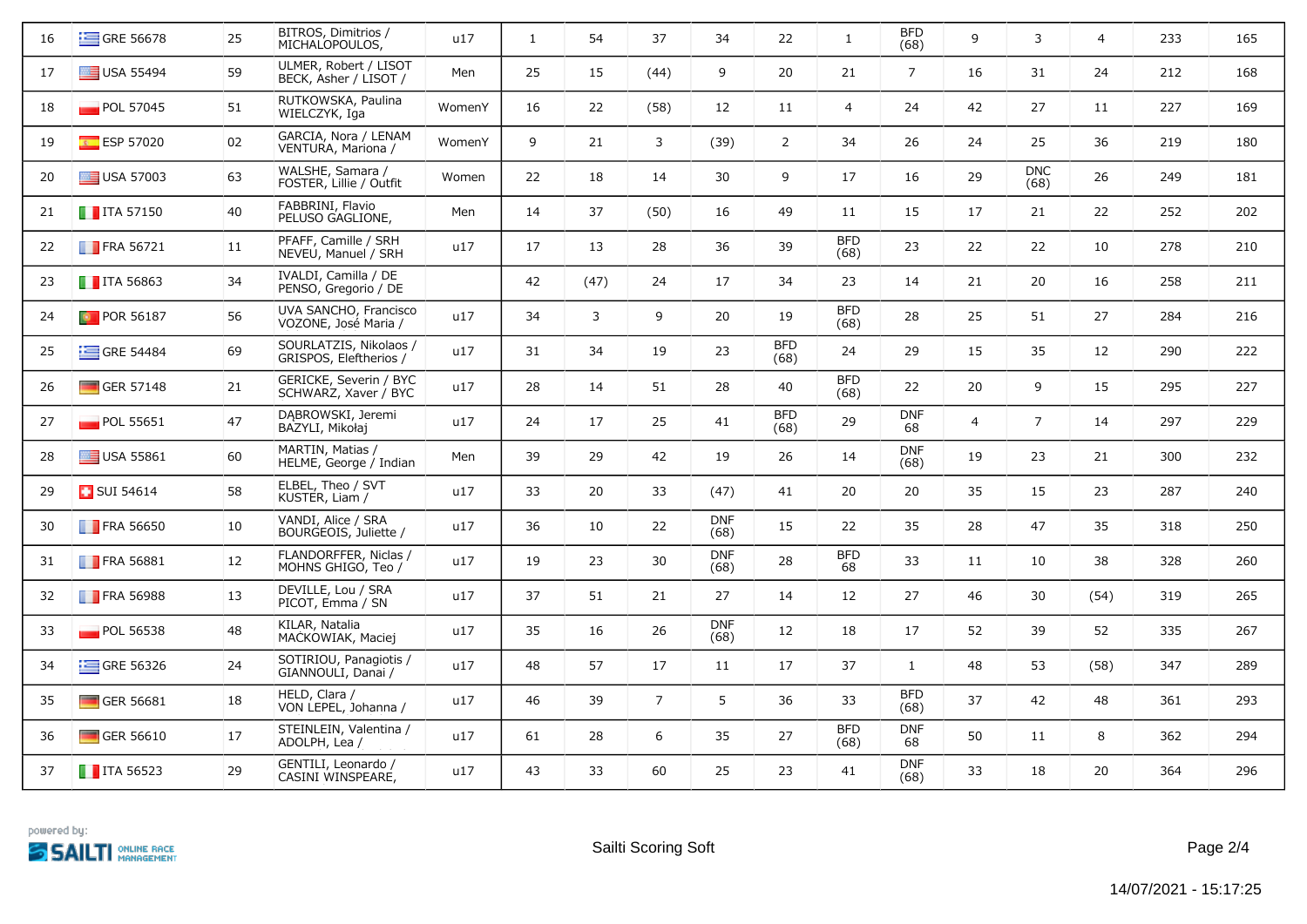| 16 | GRE 56678 | 25 | BITROS, Dimitrios / MICHALOPOULOS, | u17 | 1 | 54 | 37 | 34 | 22 | 1 | BFD (68) | 9 | 3 | 4 | 233 | 165 |
|---|---|---|---|---|---|---|---|---|---|---|---|---|---|---|---|---|
| 17 | USA 55494 | 59 | ULMER, Robert / LISOT BECK, Asher / LISOT / | Men | 25 | 15 | (44) | 9 | 20 | 21 | 7 | 16 | 31 | 24 | 212 | 168 |
| 18 | POL 57045 | 51 | RUTKOWSKA, Paulina WIELCZYK, Iga | WomenY | 16 | 22 | (58) | 12 | 11 | 4 | 24 | 42 | 27 | 11 | 227 | 169 |
| 19 | ESP 57020 | 02 | GARCIA, Nora / LENAM VENTURA, Mariona / | WomenY | 9 | 21 | 3 | (39) | 2 | 34 | 26 | 24 | 25 | 36 | 219 | 180 |
| 20 | USA 57003 | 63 | WALSHE, Samara / FOSTER, Lillie / Outfit | Women | 22 | 18 | 14 | 30 | 9 | 17 | 16 | 29 | DNC (68) | 26 | 249 | 181 |
| 21 | ITA 57150 | 40 | FABBRINI, Flavio PELUSO GAGLIONE, | Men | 14 | 37 | (50) | 16 | 49 | 11 | 15 | 17 | 21 | 22 | 252 | 202 |
| 22 | FRA 56721 | 11 | PFAFF, Camille / SRH NEVEU, Manuel / SRH | u17 | 17 | 13 | 28 | 36 | 39 | BFD (68) | 23 | 22 | 22 | 10 | 278 | 210 |
| 23 | ITA 56863 | 34 | IVALDI, Camilla / DE PENSO, Gregorio / DE | | 42 | (47) | 24 | 17 | 34 | 23 | 14 | 21 | 20 | 16 | 258 | 211 |
| 24 | POR 56187 | 56 | UVA SANCHO, Francisco VOZONE, José Maria / | u17 | 34 | 3 | 9 | 20 | 19 | BFD (68) | 28 | 25 | 51 | 27 | 284 | 216 |
| 25 | GRE 54484 | 69 | SOURLATZIS, Nikolaos / GRISPOS, Eleftherios / | u17 | 31 | 34 | 19 | 23 | BFD (68) | 24 | 29 | 15 | 35 | 12 | 290 | 222 |
| 26 | GER 57148 | 21 | GERICKE, Severin / BYC SCHWARZ, Xaver / BYC | u17 | 28 | 14 | 51 | 28 | 40 | BFD (68) | 22 | 20 | 9 | 15 | 295 | 227 |
| 27 | POL 55651 | 47 | DĄBROWSKI, Jeremi BAZYLI, Mikołaj | u17 | 24 | 17 | 25 | 41 | BFD (68) | 29 | DNF 68 | 4 | 7 | 14 | 297 | 229 |
| 28 | USA 55861 | 60 | MARTIN, Matias / HELME, George / Indian | Men | 39 | 29 | 42 | 19 | 26 | 14 | DNF (68) | 19 | 23 | 21 | 300 | 232 |
| 29 | SUI 54614 | 58 | ELBEL, Theo / SVT KUSTER, Liam / | u17 | 33 | 20 | 33 | (47) | 41 | 20 | 20 | 35 | 15 | 23 | 287 | 240 |
| 30 | FRA 56650 | 10 | VANDI, Alice / SRA BOURGEOIS, Juliette / | u17 | 36 | 10 | 22 | DNF (68) | 15 | 22 | 35 | 28 | 47 | 35 | 318 | 250 |
| 31 | FRA 56881 | 12 | FLANDORFFER, Niclas / MOHNS GHIGO, Teo / | u17 | 19 | 23 | 30 | DNF (68) | 28 | BFD 68 | 33 | 11 | 10 | 38 | 328 | 260 |
| 32 | FRA 56988 | 13 | DEVILLE, Lou / SRA PICOT, Emma / SN | u17 | 37 | 51 | 21 | 27 | 14 | 12 | 27 | 46 | 30 | (54) | 319 | 265 |
| 33 | POL 56538 | 48 | KILAR, Natalia MAĆKOWIAK, Maciej | u17 | 35 | 16 | 26 | DNF (68) | 12 | 18 | 17 | 52 | 39 | 52 | 335 | 267 |
| 34 | GRE 56326 | 24 | SOTIRIOU, Panagiotis / GIANNOULI, Danai / | u17 | 48 | 57 | 17 | 11 | 17 | 37 | 1 | 48 | 53 | (58) | 347 | 289 |
| 35 | GER 56681 | 18 | HELD, Clara / VON LEPEL, Johanna / | u17 | 46 | 39 | 7 | 5 | 36 | 33 | BFD (68) | 37 | 42 | 48 | 361 | 293 |
| 36 | GER 56610 | 17 | STEINLEIN, Valentina / ADOLPH, Lea / | u17 | 61 | 28 | 6 | 35 | 27 | BFD (68) | DNF 68 | 50 | 11 | 8 | 362 | 294 |
| 37 | ITA 56523 | 29 | GENTILI, Leonardo / CASINI WINSPEARE, | u17 | 43 | 33 | 60 | 25 | 23 | 41 | DNF (68) | 33 | 18 | 20 | 364 | 296 |

powered by: SAILTI ONLINE RACE MANAGEMENT

Sailti Scoring Soft

14/07/2021 - 15:17:25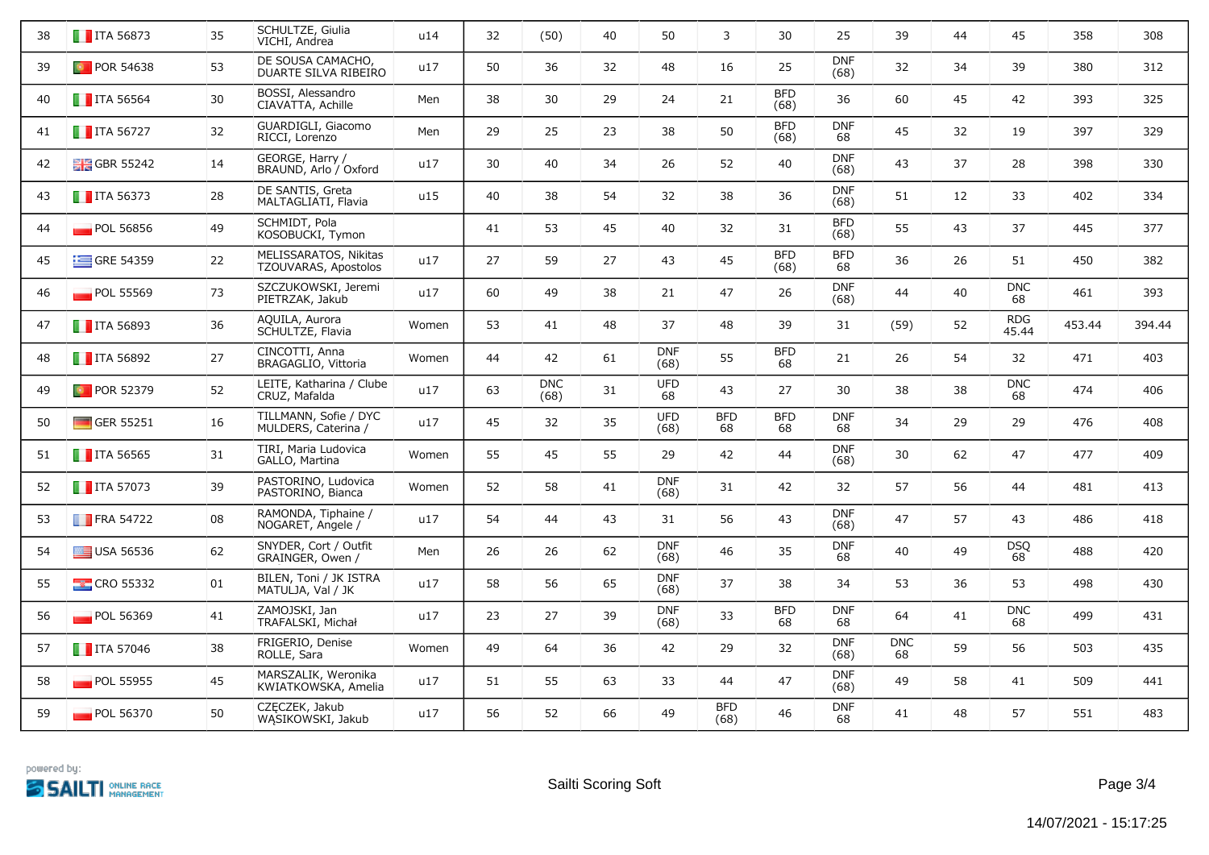| 38 | ITA 56873 | 35 | SCHULTZE, Giulia VICHI, Andrea | u14 | 32 | (50) | 40 | 50 | 3 | 30 | 25 | 39 | 44 | 45 | 358 | 308 |
|---|---|---|---|---|---|---|---|---|---|---|---|---|---|---|---|---|
| 39 | POR 54638 | 53 | DE SOUSA CAMACHO, DUARTE SILVA RIBEIRO | u17 | 50 | 36 | 32 | 48 | 16 | 25 | DNF (68) | 32 | 34 | 39 | 380 | 312 |
| 40 | ITA 56564 | 30 | BOSSI, Alessandro CIAVATTA, Achille | Men | 38 | 30 | 29 | 24 | 21 | BFD (68) | 36 | 60 | 45 | 42 | 393 | 325 |
| 41 | ITA 56727 | 32 | GUARDIGLI, Giacomo RICCI, Lorenzo | Men | 29 | 25 | 23 | 38 | 50 | BFD (68) | DNF 68 | 45 | 32 | 19 | 397 | 329 |
| 42 | GBR 55242 | 14 | GEORGE, Harry / BRAUND, Arlo / Oxford | u17 | 30 | 40 | 34 | 26 | 52 | 40 | DNF (68) | 43 | 37 | 28 | 398 | 330 |
| 43 | ITA 56373 | 28 | DE SANTIS, Greta MALTAGLIATI, Flavia | u15 | 40 | 38 | 54 | 32 | 38 | 36 | DNF (68) | 51 | 12 | 33 | 402 | 334 |
| 44 | POL 56856 | 49 | SCHMIDT, Pola KOSOBUCKI, Tymon | | 41 | 53 | 45 | 40 | 32 | 31 | BFD (68) | 55 | 43 | 37 | 445 | 377 |
| 45 | GRE 54359 | 22 | MELISSARATOS, Nikitas TZOUVARAS, Apostolos | u17 | 27 | 59 | 27 | 43 | 45 | BFD (68) | BFD 68 | 36 | 26 | 51 | 450 | 382 |
| 46 | POL 55569 | 73 | SZCZUKOWSKI, Jeremi PIETRZAK, Jakub | u17 | 60 | 49 | 38 | 21 | 47 | 26 | DNF (68) | 44 | 40 | DNC 68 | 461 | 393 |
| 47 | ITA 56893 | 36 | AQUILA, Aurora SCHULTZE, Flavia | Women | 53 | 41 | 48 | 37 | 48 | 39 | 31 | (59) | 52 | RDG 45.44 | 453.44 | 394.44 |
| 48 | ITA 56892 | 27 | CINCOTTI, Anna BRAGAGLIO, Vittoria | Women | 44 | 42 | 61 | DNF (68) | 55 | BFD 68 | 21 | 26 | 54 | 32 | 471 | 403 |
| 49 | POR 52379 | 52 | LEITE, Katharina / Clube CRUZ, Mafalda | u17 | 63 | DNC (68) | 31 | UFD 68 | 43 | 27 | 30 | 38 | 38 | DNC 68 | 474 | 406 |
| 50 | GER 55251 | 16 | TILLMANN, Sofie / DYC MULDERS, Caterina / | u17 | 45 | 32 | 35 | UFD (68) | BFD 68 | BFD 68 | DNF 68 | 34 | 29 | 29 | 476 | 408 |
| 51 | ITA 56565 | 31 | TIRI, Maria Ludovica GALLO, Martina | Women | 55 | 45 | 55 | 29 | 42 | 44 | DNF (68) | 30 | 62 | 47 | 477 | 409 |
| 52 | ITA 57073 | 39 | PASTORINO, Ludovica PASTORINO, Bianca | Women | 52 | 58 | 41 | DNF (68) | 31 | 42 | 32 | 57 | 56 | 44 | 481 | 413 |
| 53 | FRA 54722 | 08 | RAMONDA, Tiphaine / NOGARET, Angele / | u17 | 54 | 44 | 43 | 31 | 56 | 43 | DNF (68) | 47 | 57 | 43 | 486 | 418 |
| 54 | USA 56536 | 62 | SNYDER, Cort / Outfit GRAINGER, Owen / | Men | 26 | 26 | 62 | DNF (68) | 46 | 35 | DNF 68 | 40 | 49 | DSQ 68 | 488 | 420 |
| 55 | CRO 55332 | 01 | BILEN, Toni / JK ISTRA MATULJA, Val / JK | u17 | 58 | 56 | 65 | DNF (68) | 37 | 38 | 34 | 53 | 36 | 53 | 498 | 430 |
| 56 | POL 56369 | 41 | ZAMOJSKI, Jan TRAFALSKI, Michał | u17 | 23 | 27 | 39 | DNF (68) | 33 | BFD 68 | DNF 68 | 64 | 41 | DNC 68 | 499 | 431 |
| 57 | ITA 57046 | 38 | FRIGERIO, Denise ROLLE, Sara | Women | 49 | 64 | 36 | 42 | 29 | 32 | DNF (68) | DNC 68 | 59 | 56 | 503 | 435 |
| 58 | POL 55955 | 45 | MARSZALIK, Weronika KWIATKOWSKA, Amelia | u17 | 51 | 55 | 63 | 33 | 44 | 47 | DNF (68) | 49 | 58 | 41 | 509 | 441 |
| 59 | POL 56370 | 50 | CZĘCZEK, Jakub WĄSIKOWSKI, Jakub | u17 | 56 | 52 | 66 | 49 | BFD (68) | 46 | DNF 68 | 41 | 48 | 57 | 551 | 483 |

powered by: SAILTI ONLINE RACE MANAGEMENT

Sailti Scoring Soft

14/07/2021 - 15:17:25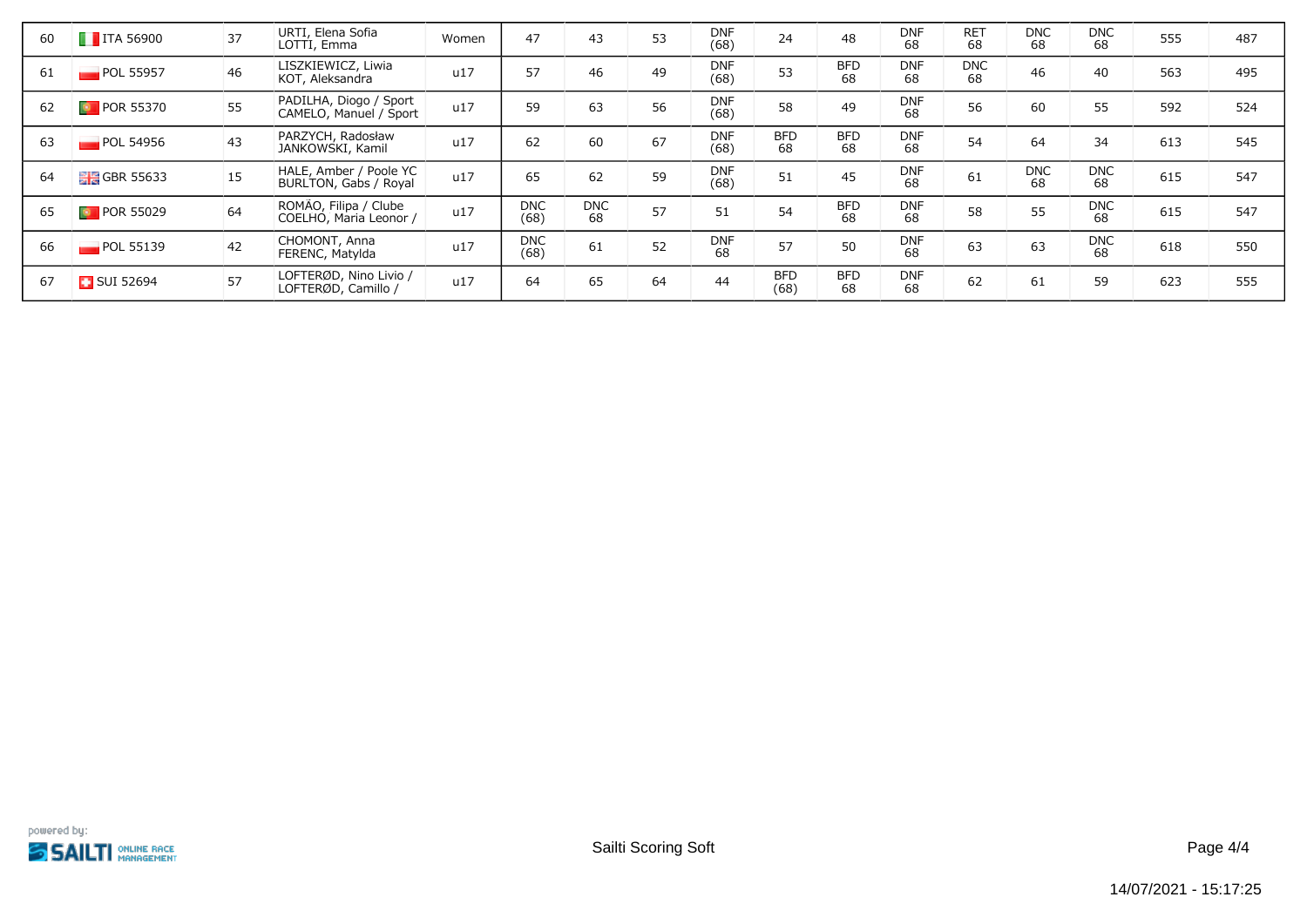| | | | | | | | | | | | | | | | | |
|---|---|---|---|---|---|---|---|---|---|---|---|---|---|---|---|---|
| 60 | ITA 56900 | 37 | URTI, Elena Sofia<br>LOTTI, Emma | Women | 47 | 43 | 53 | DNF (68) | 24 | 48 | DNF 68 | RET 68 | DNC 68 | DNC 68 | 555 | 487 |
| 61 | POL 55957 | 46 | LISZKIEWICZ, Liwia<br>KOT, Aleksandra | u17 | 57 | 46 | 49 | DNF (68) | 53 | BFD 68 | DNF 68 | DNC 68 | 46 | 40 | 563 | 495 |
| 62 | POR 55370 | 55 | PADILHA, Diogo / Sport<br>CAMELO, Manuel / Sport | u17 | 59 | 63 | 56 | DNF (68) | 58 | 49 | DNF 68 | 56 | 60 | 55 | 592 | 524 |
| 63 | POL 54956 | 43 | PARZYCH, Radosław<br>JANKOWSKI, Kamil | u17 | 62 | 60 | 67 | DNF (68) | BFD 68 | BFD 68 | DNF 68 | 54 | 64 | 34 | 613 | 545 |
| 64 | GBR 55633 | 15 | HALE, Amber / Poole YC<br>BURLTON, Gabs / Royal | u17 | 65 | 62 | 59 | DNF (68) | 51 | 45 | DNF 68 | 61 | DNC 68 | DNC 68 | 615 | 547 |
| 65 | POR 55029 | 64 | ROMÃO, Filipa / Clube<br>COELHO, Maria Leonor / | u17 | DNC (68) | DNC 68 | 57 | 51 | 54 | BFD 68 | DNF 68 | 58 | 55 | DNC 68 | 615 | 547 |
| 66 | POL 55139 | 42 | CHOMONT, Anna<br>FERENC, Matylda | u17 | DNC (68) | 61 | 52 | DNF 68 | 57 | 50 | DNF 68 | 63 | 63 | DNC 68 | 618 | 550 |
| 67 | SUI 52694 | 57 | LOFTERØD, Nino Livio /<br>LOFTERØD, Camillo / | u17 | 64 | 65 | 64 | 44 | BFD (68) | BFD 68 | DNF 68 | 62 | 61 | 59 | 623 | 555 |

powered by: SAILTI ONLINE RACE MANAGEMENT

Sailti Scoring Soft

14/07/2021 - 15:17:25